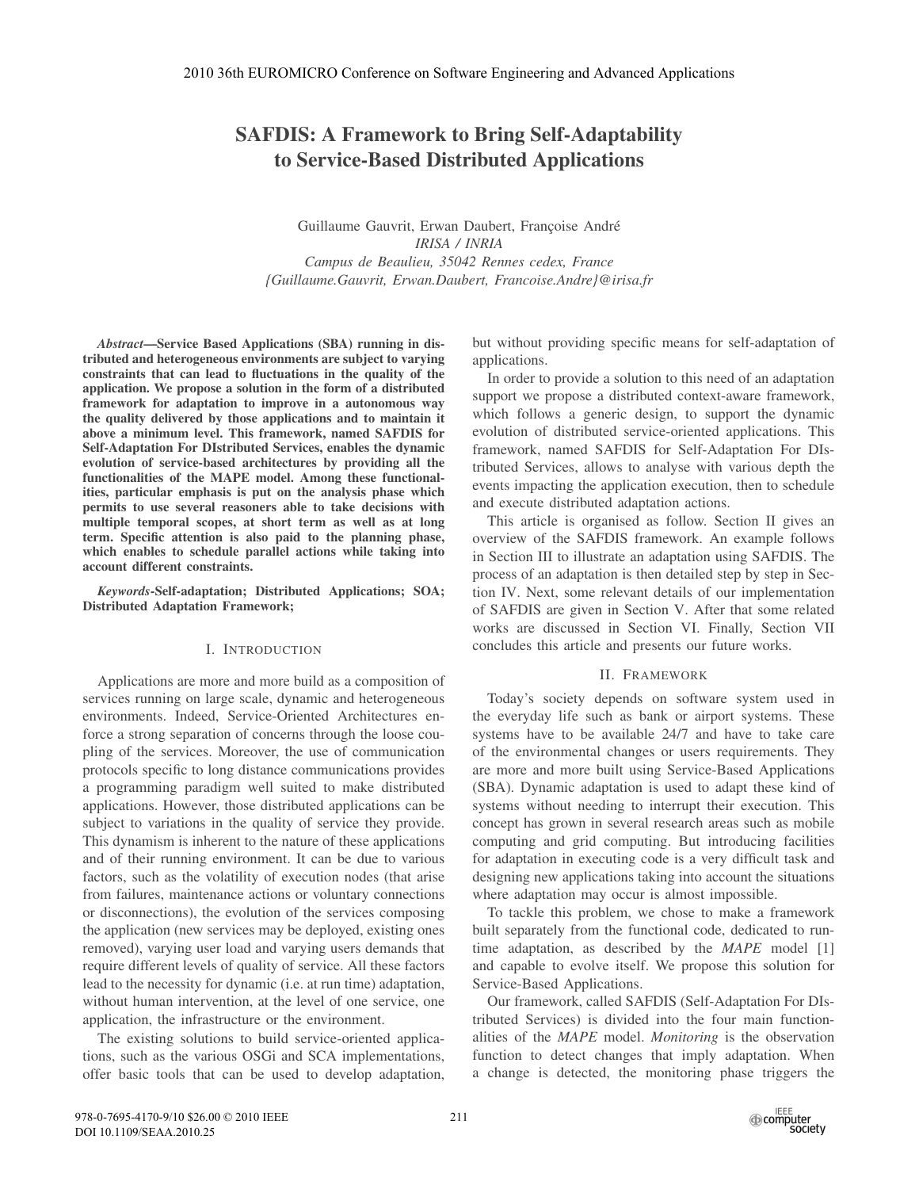# SAFDIS: A Framework to Bring Self-Adaptability to Service-Based Distributed Applications

Guillaume Gauvrit, Erwan Daubert, Françoise André
*IRISA / INRIA*
*Campus de Beaulieu, 35042 Rennes cedex, France*
*{Guillaume.Gauvrit, Erwan.Daubert, Francoise.Andre}@irisa.fr*

***Abstract*—Service Based Applications (SBA) running in distributed and heterogeneous environments are subject to varying constraints that can lead to fluctuations in the quality of the application. We propose a solution in the form of a distributed framework for adaptation to improve in a autonomous way the quality delivered by those applications and to maintain it above a minimum level. This framework, named SAFDIS for Self-Adaptation For DIstributed Services, enables the dynamic evolution of service-based architectures by providing all the functionalities of the MAPE model. Among these functionalities, particular emphasis is put on the analysis phase which permits to use several reasoners able to take decisions with multiple temporal scopes, at short term as well as at long term. Specific attention is also paid to the planning phase, which enables to schedule parallel actions while taking into account different constraints.**

***Keywords*-Self-adaptation; Distributed Applications; SOA; Distributed Adaptation Framework;**

## I. Introduction

Applications are more and more build as a composition of services running on large scale, dynamic and heterogeneous environments. Indeed, Service-Oriented Architectures enforce a strong separation of concerns through the loose coupling of the services. Moreover, the use of communication protocols specific to long distance communications provides a programming paradigm well suited to make distributed applications. However, those distributed applications can be subject to variations in the quality of service they provide. This dynamism is inherent to the nature of these applications and of their running environment. It can be due to various factors, such as the volatility of execution nodes (that arise from failures, maintenance actions or voluntary connections or disconnections), the evolution of the services composing the application (new services may be deployed, existing ones removed), varying user load and varying users demands that require different levels of quality of service. All these factors lead to the necessity for dynamic (i.e. at run time) adaptation, without human intervention, at the level of one service, one application, the infrastructure or the environment.

The existing solutions to build service-oriented applications, such as the various OSGi and SCA implementations, offer basic tools that can be used to develop adaptation, but without providing specific means for self-adaptation of applications.

In order to provide a solution to this need of an adaptation support we propose a distributed context-aware framework, which follows a generic design, to support the dynamic evolution of distributed service-oriented applications. This framework, named SAFDIS for Self-Adaptation For DIstributed Services, allows to analyse with various depth the events impacting the application execution, then to schedule and execute distributed adaptation actions.

This article is organised as follow. Section II gives an overview of the SAFDIS framework. An example follows in Section III to illustrate an adaptation using SAFDIS. The process of an adaptation is then detailed step by step in Section IV. Next, some relevant details of our implementation of SAFDIS are given in Section V. After that some related works are discussed in Section VI. Finally, Section VII concludes this article and presents our future works.

## II. Framework

Today's society depends on software system used in the everyday life such as bank or airport systems. These systems have to be available 24/7 and have to take care of the environmental changes or users requirements. They are more and more built using Service-Based Applications (SBA). Dynamic adaptation is used to adapt these kind of systems without needing to interrupt their execution. This concept has grown in several research areas such as mobile computing and grid computing. But introducing facilities for adaptation in executing code is a very difficult task and designing new applications taking into account the situations where adaptation may occur is almost impossible.

To tackle this problem, we chose to make a framework built separately from the functional code, dedicated to run-time adaptation, as described by the *MAPE* model [1] and capable to evolve itself. We propose this solution for Service-Based Applications.

Our framework, called SAFDIS (Self-Adaptation For DIstributed Services) is divided into the four main functionalities of the *MAPE* model. *Monitoring* is the observation function to detect changes that imply adaptation. When a change is detected, the monitoring phase triggers the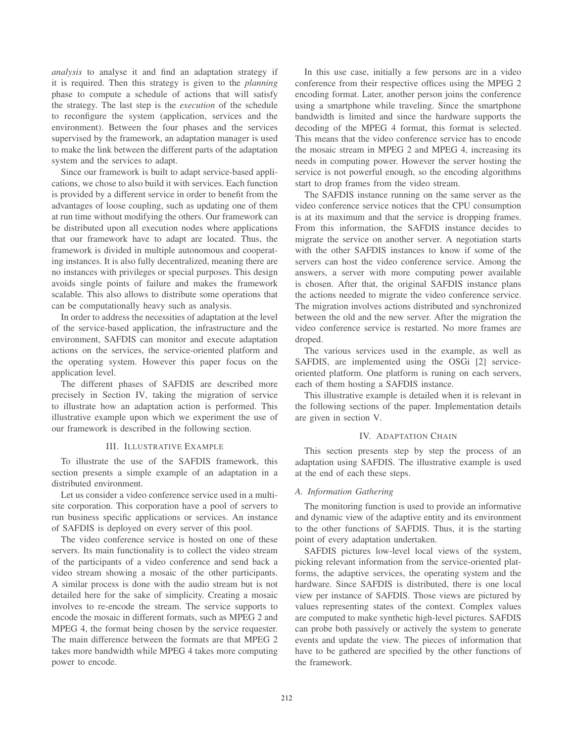*analysis* to analyse it and find an adaptation strategy if it is required. Then this strategy is given to the *planning* phase to compute a schedule of actions that will satisfy the strategy. The last step is the *execution* of the schedule to reconfigure the system (application, services and the environment). Between the four phases and the services supervised by the framework, an adaptation manager is used to make the link between the different parts of the adaptation system and the services to adapt.

Since our framework is built to adapt service-based applications, we chose to also build it with services. Each function is provided by a different service in order to benefit from the advantages of loose coupling, such as updating one of them at run time without modifying the others. Our framework can be distributed upon all execution nodes where applications that our framework have to adapt are located. Thus, the framework is divided in multiple autonomous and cooperating instances. It is also fully decentralized, meaning there are no instances with privileges or special purposes. This design avoids single points of failure and makes the framework scalable. This also allows to distribute some operations that can be computationally heavy such as analysis.

In order to address the necessities of adaptation at the level of the service-based application, the infrastructure and the environment, SAFDIS can monitor and execute adaptation actions on the services, the service-oriented platform and the operating system. However this paper focus on the application level.

The different phases of SAFDIS are described more precisely in Section IV, taking the migration of service to illustrate how an adaptation action is performed. This illustrative example upon which we experiment the use of our framework is described in the following section.

## III. Illustrative Example

To illustrate the use of the SAFDIS framework, this section presents a simple example of an adaptation in a distributed environment.

Let us consider a video conference service used in a multi-site corporation. This corporation have a pool of servers to run business specific applications or services. An instance of SAFDIS is deployed on every server of this pool.

The video conference service is hosted on one of these servers. Its main functionality is to collect the video stream of the participants of a video conference and send back a video stream showing a mosaic of the other participants. A similar process is done with the audio stream but is not detailed here for the sake of simplicity. Creating a mosaic involves to re-encode the stream. The service supports to encode the mosaic in different formats, such as MPEG 2 and MPEG 4, the format being chosen by the service requester. The main difference between the formats are that MPEG 2 takes more bandwidth while MPEG 4 takes more computing power to encode.

In this use case, initially a few persons are in a video conference from their respective offices using the MPEG 2 encoding format. Later, another person joins the conference using a smartphone while traveling. Since the smartphone bandwidth is limited and since the hardware supports the decoding of the MPEG 4 format, this format is selected. This means that the video conference service has to encode the mosaic stream in MPEG 2 and MPEG 4, increasing its needs in computing power. However the server hosting the service is not powerful enough, so the encoding algorithms start to drop frames from the video stream.

The SAFDIS instance running on the same server as the video conference service notices that the CPU consumption is at its maximum and that the service is dropping frames. From this information, the SAFDIS instance decides to migrate the service on another server. A negotiation starts with the other SAFDIS instances to know if some of the servers can host the video conference service. Among the answers, a server with more computing power available is chosen. After that, the original SAFDIS instance plans the actions needed to migrate the video conference service. The migration involves actions distributed and synchronized between the old and the new server. After the migration the video conference service is restarted. No more frames are droped.

The various services used in the example, as well as SAFDIS, are implemented using the OSGi [2] service-oriented platform. One platform is runing on each servers, each of them hosting a SAFDIS instance.

This illustrative example is detailed when it is relevant in the following sections of the paper. Implementation details are given in section V.

## IV. Adaptation Chain

This section presents step by step the process of an adaptation using SAFDIS. The illustrative example is used at the end of each these steps.

### A. Information Gathering

The monitoring function is used to provide an informative and dynamic view of the adaptive entity and its environment to the other functions of SAFDIS. Thus, it is the starting point of every adaptation undertaken.

SAFDIS pictures low-level local views of the system, picking relevant information from the service-oriented platforms, the adaptive services, the operating system and the hardware. Since SAFDIS is distributed, there is one local view per instance of SAFDIS. Those views are pictured by values representing states of the context. Complex values are computed to make synthetic high-level pictures. SAFDIS can probe both passively or actively the system to generate events and update the view. The pieces of information that have to be gathered are specified by the other functions of the framework.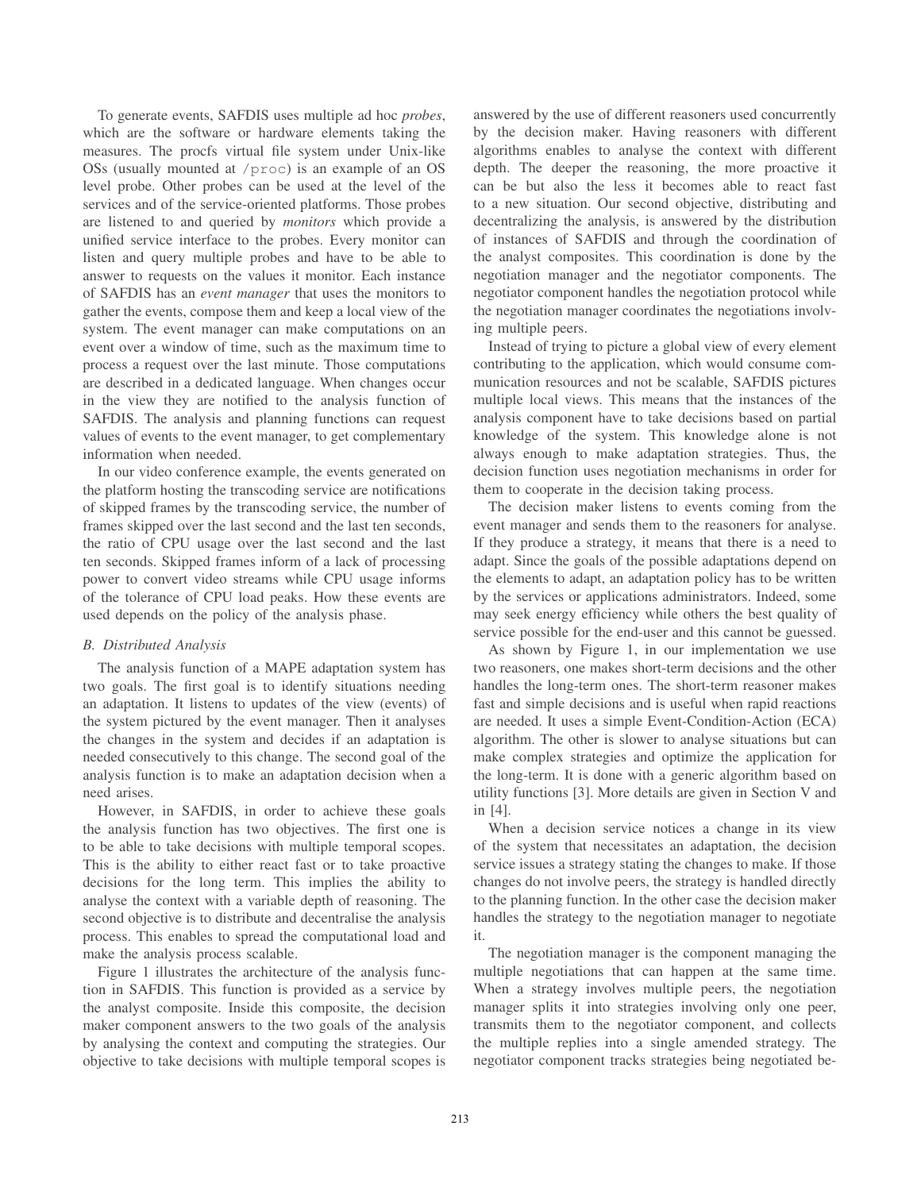To generate events, SAFDIS uses multiple ad hoc *probes*, which are the software or hardware elements taking the measures. The procfs virtual file system under Unix-like OSs (usually mounted at `/proc`) is an example of an OS level probe. Other probes can be used at the level of the services and of the service-oriented platforms. Those probes are listened to and queried by *monitors* which provide a unified service interface to the probes. Every monitor can listen and query multiple probes and have to be able to answer to requests on the values it monitor. Each instance of SAFDIS has an *event manager* that uses the monitors to gather the events, compose them and keep a local view of the system. The event manager can make computations on an event over a window of time, such as the maximum time to process a request over the last minute. Those computations are described in a dedicated language. When changes occur in the view they are notified to the analysis function of SAFDIS. The analysis and planning functions can request values of events to the event manager, to get complementary information when needed.

In our video conference example, the events generated on the platform hosting the transcoding service are notifications of skipped frames by the transcoding service, the number of frames skipped over the last second and the last ten seconds, the ratio of CPU usage over the last second and the last ten seconds. Skipped frames inform of a lack of processing power to convert video streams while CPU usage informs of the tolerance of CPU load peaks. How these events are used depends on the policy of the analysis phase.

### B. Distributed Analysis

The analysis function of a MAPE adaptation system has two goals. The first goal is to identify situations needing an adaptation. It listens to updates of the view (events) of the system pictured by the event manager. Then it analyses the changes in the system and decides if an adaptation is needed consecutively to this change. The second goal of the analysis function is to make an adaptation decision when a need arises.

However, in SAFDIS, in order to achieve these goals the analysis function has two objectives. The first one is to be able to take decisions with multiple temporal scopes. This is the ability to either react fast or to take proactive decisions for the long term. This implies the ability to analyse the context with a variable depth of reasoning. The second objective is to distribute and decentralise the analysis process. This enables to spread the computational load and make the analysis process scalable.

Figure 1 illustrates the architecture of the analysis function in SAFDIS. This function is provided as a service by the analyst composite. Inside this composite, the decision maker component answers to the two goals of the analysis by analysing the context and computing the strategies. Our objective to take decisions with multiple temporal scopes is answered by the use of different reasoners used concurrently by the decision maker. Having reasoners with different algorithms enables to analyse the context with different depth. The deeper the reasoning, the more proactive it can be but also the less it becomes able to react fast to a new situation. Our second objective, distributing and decentralizing the analysis, is answered by the distribution of instances of SAFDIS and through the coordination of the analyst composites. This coordination is done by the negotiation manager and the negotiator components. The negotiator component handles the negotiation protocol while the negotiation manager coordinates the negotiations involving multiple peers.

Instead of trying to picture a global view of every element contributing to the application, which would consume communication resources and not be scalable, SAFDIS pictures multiple local views. This means that the instances of the analysis component have to take decisions based on partial knowledge of the system. This knowledge alone is not always enough to make adaptation strategies. Thus, the decision function uses negotiation mechanisms in order for them to cooperate in the decision taking process.

The decision maker listens to events coming from the event manager and sends them to the reasoners for analyse. If they produce a strategy, it means that there is a need to adapt. Since the goals of the possible adaptations depend on the elements to adapt, an adaptation policy has to be written by the services or applications administrators. Indeed, some may seek energy efficiency while others the best quality of service possible for the end-user and this cannot be guessed.

As shown by Figure 1, in our implementation we use two reasoners, one makes short-term decisions and the other handles the long-term ones. The short-term reasoner makes fast and simple decisions and is useful when rapid reactions are needed. It uses a simple Event-Condition-Action (ECA) algorithm. The other is slower to analyse situations but can make complex strategies and optimize the application for the long-term. It is done with a generic algorithm based on utility functions [3]. More details are given in Section V and in [4].

When a decision service notices a change in its view of the system that necessitates an adaptation, the decision service issues a strategy stating the changes to make. If those changes do not involve peers, the strategy is handled directly to the planning function. In the other case the decision maker handles the strategy to the negotiation manager to negotiate it.

The negotiation manager is the component managing the multiple negotiations that can happen at the same time. When a strategy involves multiple peers, the negotiation manager splits it into strategies involving only one peer, transmits them to the negotiator component, and collects the multiple replies into a single amended strategy. The negotiator component tracks strategies being negotiated be-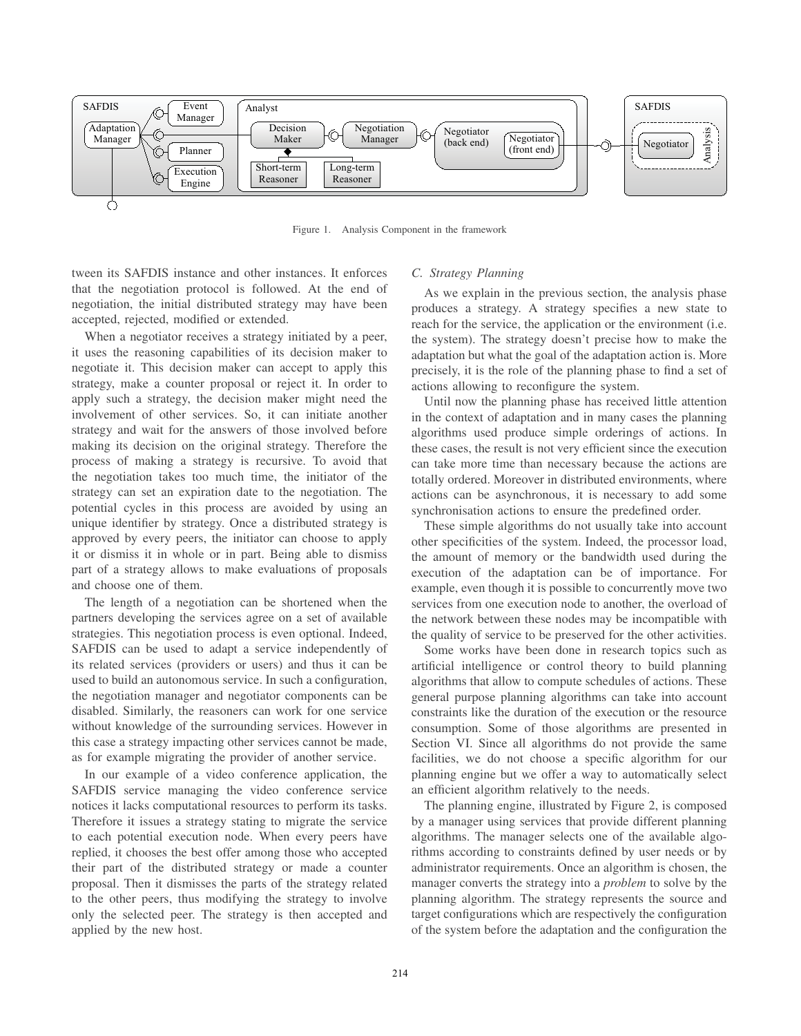Figure 1. Analysis Component in the framework

tween its SAFDIS instance and other instances. It enforces that the negotiation protocol is followed. At the end of negotiation, the initial distributed strategy may have been accepted, rejected, modified or extended.

When a negotiator receives a strategy initiated by a peer, it uses the reasoning capabilities of its decision maker to negotiate it. This decision maker can accept to apply this strategy, make a counter proposal or reject it. In order to apply such a strategy, the decision maker might need the involvement of other services. So, it can initiate another strategy and wait for the answers of those involved before making its decision on the original strategy. Therefore the process of making a strategy is recursive. To avoid that the negotiation takes too much time, the initiator of the strategy can set an expiration date to the negotiation. The potential cycles in this process are avoided by using an unique identifier by strategy. Once a distributed strategy is approved by every peers, the initiator can choose to apply it or dismiss it in whole or in part. Being able to dismiss part of a strategy allows to make evaluations of proposals and choose one of them.

The length of a negotiation can be shortened when the partners developing the services agree on a set of available strategies. This negotiation process is even optional. Indeed, SAFDIS can be used to adapt a service independently of its related services (providers or users) and thus it can be used to build an autonomous service. In such a configuration, the negotiation manager and negotiator components can be disabled. Similarly, the reasoners can work for one service without knowledge of the surrounding services. However in this case a strategy impacting other services cannot be made, as for example migrating the provider of another service.

In our example of a video conference application, the SAFDIS service managing the video conference service notices it lacks computational resources to perform its tasks. Therefore it issues a strategy stating to migrate the service to each potential execution node. When every peers have replied, it chooses the best offer among those who accepted their part of the distributed strategy or made a counter proposal. Then it dismisses the parts of the strategy related to the other peers, thus modifying the strategy to involve only the selected peer. The strategy is then accepted and applied by the new host.

### C. Strategy Planning

As we explain in the previous section, the analysis phase produces a strategy. A strategy specifies a new state to reach for the service, the application or the environment (i.e. the system). The strategy doesn't precise how to make the adaptation but what the goal of the adaptation action is. More precisely, it is the role of the planning phase to find a set of actions allowing to reconfigure the system.

Until now the planning phase has received little attention in the context of adaptation and in many cases the planning algorithms used produce simple orderings of actions. In these cases, the result is not very efficient since the execution can take more time than necessary because the actions are totally ordered. Moreover in distributed environments, where actions can be asynchronous, it is necessary to add some synchronisation actions to ensure the predefined order.

These simple algorithms do not usually take into account other specificities of the system. Indeed, the processor load, the amount of memory or the bandwidth used during the execution of the adaptation can be of importance. For example, even though it is possible to concurrently move two services from one execution node to another, the overload of the network between these nodes may be incompatible with the quality of service to be preserved for the other activities.

Some works have been done in research topics such as artificial intelligence or control theory to build planning algorithms that allow to compute schedules of actions. These general purpose planning algorithms can take into account constraints like the duration of the execution or the resource consumption. Some of those algorithms are presented in Section VI. Since all algorithms do not provide the same facilities, we do not choose a specific algorithm for our planning engine but we offer a way to automatically select an efficient algorithm relatively to the needs.

The planning engine, illustrated by Figure 2, is composed by a manager using services that provide different planning algorithms. The manager selects one of the available algorithms according to constraints defined by user needs or by administrator requirements. Once an algorithm is chosen, the manager converts the strategy into a *problem* to solve by the planning algorithm. The strategy represents the source and target configurations which are respectively the configuration of the system before the adaptation and the configuration the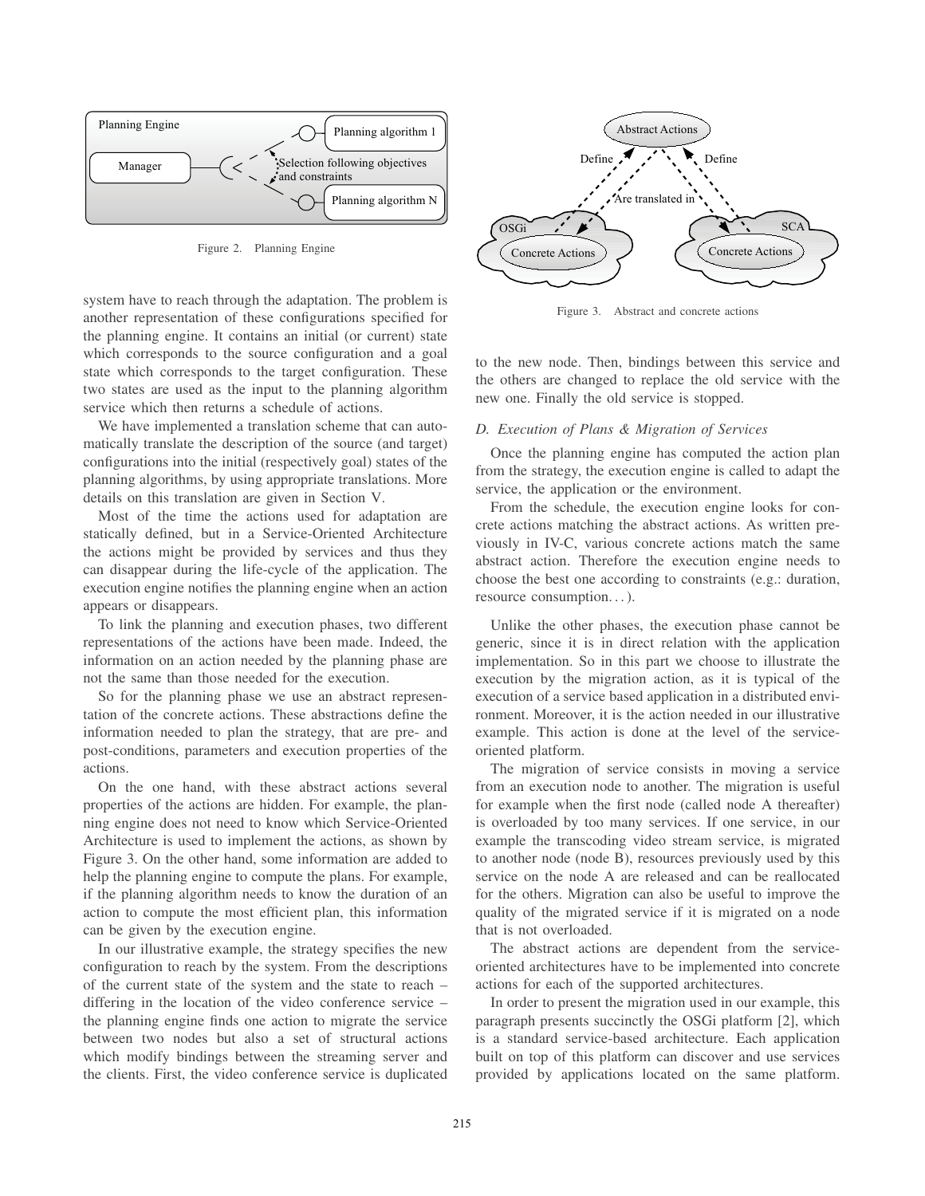Figure 2. Planning Engine

system have to reach through the adaptation. The problem is another representation of these configurations specified for the planning engine. It contains an initial (or current) state which corresponds to the source configuration and a goal state which corresponds to the target configuration. These two states are used as the input to the planning algorithm service which then returns a schedule of actions.

We have implemented a translation scheme that can automatically translate the description of the source (and target) configurations into the initial (respectively goal) states of the planning algorithms, by using appropriate translations. More details on this translation are given in Section V.

Most of the time the actions used for adaptation are statically defined, but in a Service-Oriented Architecture the actions might be provided by services and thus they can disappear during the life-cycle of the application. The execution engine notifies the planning engine when an action appears or disappears.

To link the planning and execution phases, two different representations of the actions have been made. Indeed, the information on an action needed by the planning phase are not the same than those needed for the execution.

So for the planning phase we use an abstract representation of the concrete actions. These abstractions define the information needed to plan the strategy, that are pre- and post-conditions, parameters and execution properties of the actions.

On the one hand, with these abstract actions several properties of the actions are hidden. For example, the planning engine does not need to know which Service-Oriented Architecture is used to implement the actions, as shown by Figure 3. On the other hand, some information are added to help the planning engine to compute the plans. For example, if the planning algorithm needs to know the duration of an action to compute the most efficient plan, this information can be given by the execution engine.

In our illustrative example, the strategy specifies the new configuration to reach by the system. From the descriptions of the current state of the system and the state to reach – differing in the location of the video conference service – the planning engine finds one action to migrate the service between two nodes but also a set of structural actions which modify bindings between the streaming server and the clients. First, the video conference service is duplicated

Figure 3. Abstract and concrete actions

to the new node. Then, bindings between this service and the others are changed to replace the old service with the new one. Finally the old service is stopped.

### D. Execution of Plans & Migration of Services

Once the planning engine has computed the action plan from the strategy, the execution engine is called to adapt the service, the application or the environment.

From the schedule, the execution engine looks for concrete actions matching the abstract actions. As written previously in IV-C, various concrete actions match the same abstract action. Therefore the execution engine needs to choose the best one according to constraints (e.g.: duration, resource consumption. . . ).

Unlike the other phases, the execution phase cannot be generic, since it is in direct relation with the application implementation. So in this part we choose to illustrate the execution by the migration action, as it is typical of the execution of a service based application in a distributed environment. Moreover, it is the action needed in our illustrative example. This action is done at the level of the service-oriented platform.

The migration of service consists in moving a service from an execution node to another. The migration is useful for example when the first node (called node A thereafter) is overloaded by too many services. If one service, in our example the transcoding video stream service, is migrated to another node (node B), resources previously used by this service on the node A are released and can be reallocated for the others. Migration can also be useful to improve the quality of the migrated service if it is migrated on a node that is not overloaded.

The abstract actions are dependent from the service-oriented architectures have to be implemented into concrete actions for each of the supported architectures.

In order to present the migration used in our example, this paragraph presents succinctly the OSGi platform [2], which is a standard service-based architecture. Each application built on top of this platform can discover and use services provided by applications located on the same platform.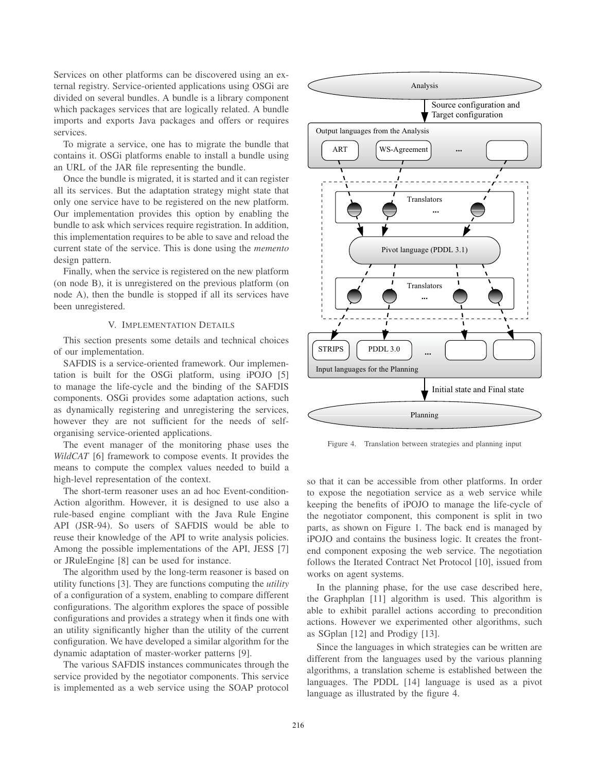Services on other platforms can be discovered using an external registry. Service-oriented applications using OSGi are divided on several bundles. A bundle is a library component which packages services that are logically related. A bundle imports and exports Java packages and offers or requires services.

To migrate a service, one has to migrate the bundle that contains it. OSGi platforms enable to install a bundle using an URL of the JAR file representing the bundle.

Once the bundle is migrated, it is started and it can register all its services. But the adaptation strategy might state that only one service have to be registered on the new platform. Our implementation provides this option by enabling the bundle to ask which services require registration. In addition, this implementation requires to be able to save and reload the current state of the service. This is done using the *memento* design pattern.

Finally, when the service is registered on the new platform (on node B), it is unregistered on the previous platform (on node A), then the bundle is stopped if all its services have been unregistered.

## V. Implementation Details

This section presents some details and technical choices of our implementation.

SAFDIS is a service-oriented framework. Our implementation is built for the OSGi platform, using iPOJO [5] to manage the life-cycle and the binding of the SAFDIS components. OSGi provides some adaptation actions, such as dynamically registering and unregistering the services, however they are not sufficient for the needs of self-organising service-oriented applications.

The event manager of the monitoring phase uses the *WildCAT* [6] framework to compose events. It provides the means to compute the complex values needed to build a high-level representation of the context.

The short-term reasoner uses an ad hoc Event-condition-Action algorithm. However, it is designed to use also a rule-based engine compliant with the Java Rule Engine API (JSR-94). So users of SAFDIS would be able to reuse their knowledge of the API to write analysis policies. Among the possible implementations of the API, JESS [7] or JRuleEngine [8] can be used for instance.

The algorithm used by the long-term reasoner is based on utility functions [3]. They are functions computing the *utility* of a configuration of a system, enabling to compare different configurations. The algorithm explores the space of possible configurations and provides a strategy when it finds one with an utility significantly higher than the utility of the current configuration. We have developed a similar algorithm for the dynamic adaptation of master-worker patterns [9].

The various SAFDIS instances communicates through the service provided by the negotiator components. This service is implemented as a web service using the SOAP protocol so that it can be accessible from other platforms. In order to expose the negotiation service as a web service while keeping the benefits of iPOJO to manage the life-cycle of the negotiator component, this component is split in two parts, as shown on Figure 1. The back end is managed by iPOJO and contains the business logic. It creates the front-end component exposing the web service. The negotiation follows the Iterated Contract Net Protocol [10], issued from works on agent systems.

Figure 4. Translation between strategies and planning input

In the planning phase, for the use case described here, the Graphplan [11] algorithm is used. This algorithm is able to exhibit parallel actions according to precondition actions. However we experimented other algorithms, such as SGplan [12] and Prodigy [13].

Since the languages in which strategies can be written are different from the languages used by the various planning algorithms, a translation scheme is established between the languages. The PDDL [14] language is used as a pivot language as illustrated by the figure 4.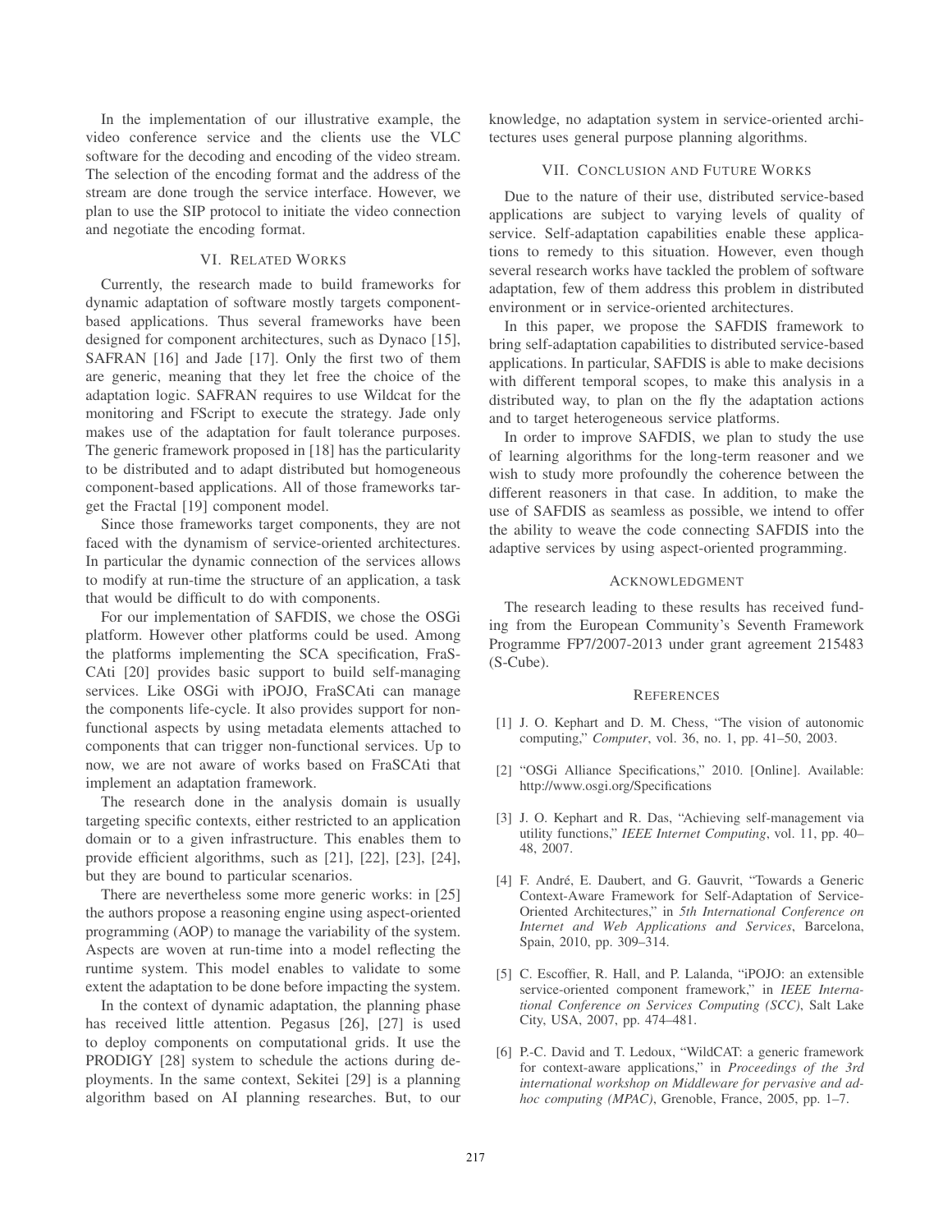In the implementation of our illustrative example, the video conference service and the clients use the VLC software for the decoding and encoding of the video stream. The selection of the encoding format and the address of the stream are done trough the service interface. However, we plan to use the SIP protocol to initiate the video connection and negotiate the encoding format.

## VI. Related Works

Currently, the research made to build frameworks for dynamic adaptation of software mostly targets component-based applications. Thus several frameworks have been designed for component architectures, such as Dynaco [15], SAFRAN [16] and Jade [17]. Only the first two of them are generic, meaning that they let free the choice of the adaptation logic. SAFRAN requires to use Wildcat for the monitoring and FScript to execute the strategy. Jade only makes use of the adaptation for fault tolerance purposes. The generic framework proposed in [18] has the particularity to be distributed and to adapt distributed but homogeneous component-based applications. All of those frameworks target the Fractal [19] component model.

Since those frameworks target components, they are not faced with the dynamism of service-oriented architectures. In particular the dynamic connection of the services allows to modify at run-time the structure of an application, a task that would be difficult to do with components.

For our implementation of SAFDIS, we chose the OSGi platform. However other platforms could be used. Among the platforms implementing the SCA specification, FraSCAti [20] provides basic support to build self-managing services. Like OSGi with iPOJO, FraSCAti can manage the components life-cycle. It also provides support for non-functional aspects by using metadata elements attached to components that can trigger non-functional services. Up to now, we are not aware of works based on FraSCAti that implement an adaptation framework.

The research done in the analysis domain is usually targeting specific contexts, either restricted to an application domain or to a given infrastructure. This enables them to provide efficient algorithms, such as [21], [22], [23], [24], but they are bound to particular scenarios.

There are nevertheless some more generic works: in [25] the authors propose a reasoning engine using aspect-oriented programming (AOP) to manage the variability of the system. Aspects are woven at run-time into a model reflecting the runtime system. This model enables to validate to some extent the adaptation to be done before impacting the system.

In the context of dynamic adaptation, the planning phase has received little attention. Pegasus [26], [27] is used to deploy components on computational grids. It use the PRODIGY [28] system to schedule the actions during deployments. In the same context, Sekitei [29] is a planning algorithm based on AI planning researches. But, to our knowledge, no adaptation system in service-oriented architectures uses general purpose planning algorithms.

## VII. Conclusion and Future Works

Due to the nature of their use, distributed service-based applications are subject to varying levels of quality of service. Self-adaptation capabilities enable these applications to remedy to this situation. However, even though several research works have tackled the problem of software adaptation, few of them address this problem in distributed environment or in service-oriented architectures.

In this paper, we propose the SAFDIS framework to bring self-adaptation capabilities to distributed service-based applications. In particular, SAFDIS is able to make decisions with different temporal scopes, to make this analysis in a distributed way, to plan on the fly the adaptation actions and to target heterogeneous service platforms.

In order to improve SAFDIS, we plan to study the use of learning algorithms for the long-term reasoner and we wish to study more profoundly the coherence between the different reasoners in that case. In addition, to make the use of SAFDIS as seamless as possible, we intend to offer the ability to weave the code connecting SAFDIS into the adaptive services by using aspect-oriented programming.

## Acknowledgment

The research leading to these results has received funding from the European Community's Seventh Framework Programme FP7/2007-2013 under grant agreement 215483 (S-Cube).

## References

[1] J. O. Kephart and D. M. Chess, "The vision of autonomic computing," *Computer*, vol. 36, no. 1, pp. 41–50, 2003.

[2] "OSGi Alliance Specifications," 2010. [Online]. Available: http://www.osgi.org/Specifications

[3] J. O. Kephart and R. Das, "Achieving self-management via utility functions," *IEEE Internet Computing*, vol. 11, pp. 40–48, 2007.

[4] F. André, E. Daubert, and G. Gauvrit, "Towards a Generic Context-Aware Framework for Self-Adaptation of Service-Oriented Architectures," in *5th International Conference on Internet and Web Applications and Services*, Barcelona, Spain, 2010, pp. 309–314.

[5] C. Escoffier, R. Hall, and P. Lalanda, "iPOJO: an extensible service-oriented component framework," in *IEEE International Conference on Services Computing (SCC)*, Salt Lake City, USA, 2007, pp. 474–481.

[6] P.-C. David and T. Ledoux, "WildCAT: a generic framework for context-aware applications," in *Proceedings of the 3rd international workshop on Middleware for pervasive and ad-hoc computing (MPAC)*, Grenoble, France, 2005, pp. 1–7.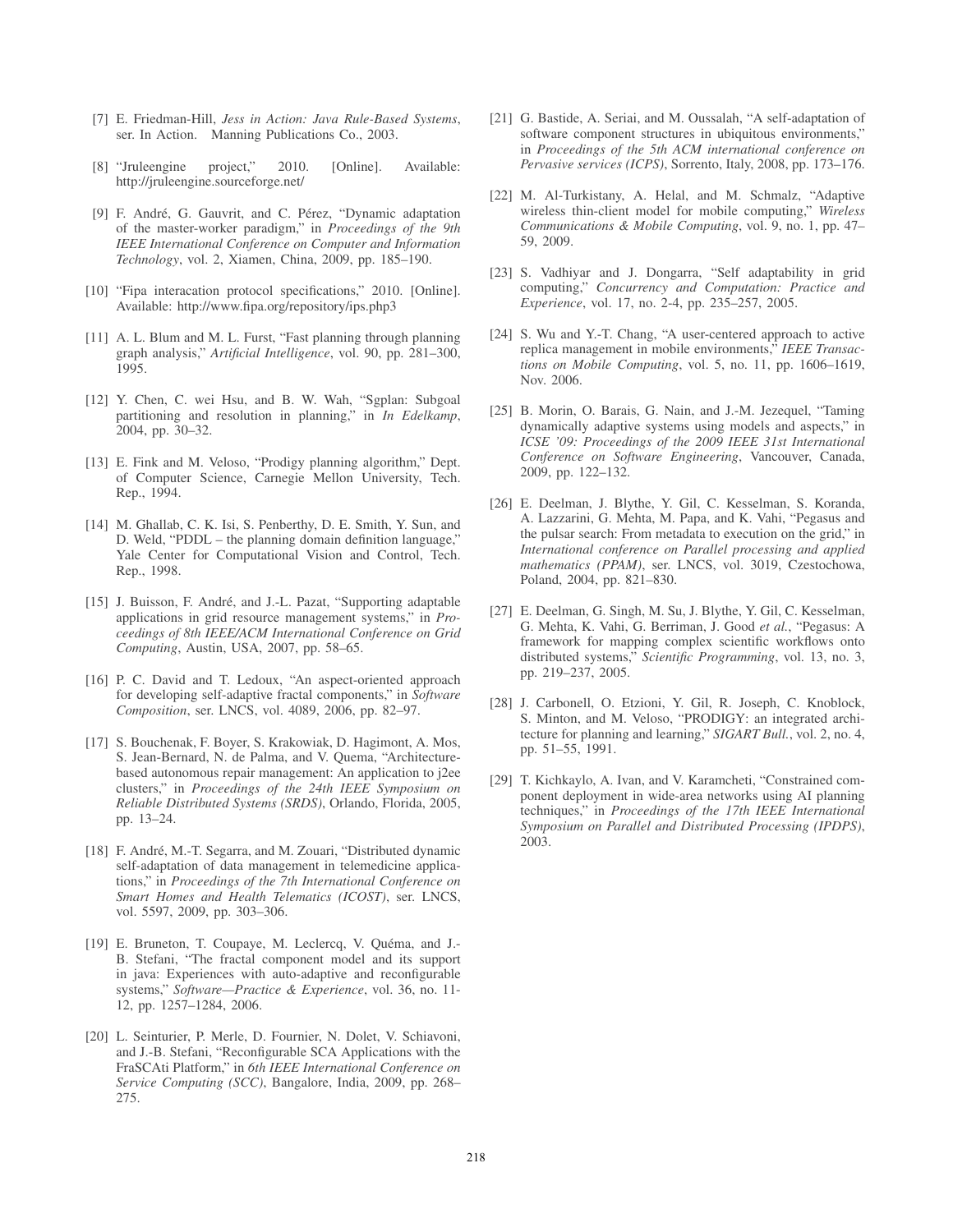[7] E. Friedman-Hill, *Jess in Action: Java Rule-Based Systems*, ser. In Action. Manning Publications Co., 2003.

[8] "Jruleengine project," 2010. [Online]. Available: http://jruleengine.sourceforge.net/

[9] F. André, G. Gauvrit, and C. Pérez, "Dynamic adaptation of the master-worker paradigm," in *Proceedings of the 9th IEEE International Conference on Computer and Information Technology*, vol. 2, Xiamen, China, 2009, pp. 185–190.

[10] "Fipa interacation protocol specifications," 2010. [Online]. Available: http://www.fipa.org/repository/ips.php3

[11] A. L. Blum and M. L. Furst, "Fast planning through planning graph analysis," *Artificial Intelligence*, vol. 90, pp. 281–300, 1995.

[12] Y. Chen, C. wei Hsu, and B. W. Wah, "Sgplan: Subgoal partitioning and resolution in planning," in *In Edelkamp*, 2004, pp. 30–32.

[13] E. Fink and M. Veloso, "Prodigy planning algorithm," Dept. of Computer Science, Carnegie Mellon University, Tech. Rep., 1994.

[14] M. Ghallab, C. K. Isi, S. Penberthy, D. E. Smith, Y. Sun, and D. Weld, "PDDL – the planning domain definition language," Yale Center for Computational Vision and Control, Tech. Rep., 1998.

[15] J. Buisson, F. André, and J.-L. Pazat, "Supporting adaptable applications in grid resource management systems," in *Proceedings of 8th IEEE/ACM International Conference on Grid Computing*, Austin, USA, 2007, pp. 58–65.

[16] P. C. David and T. Ledoux, "An aspect-oriented approach for developing self-adaptive fractal components," in *Software Composition*, ser. LNCS, vol. 4089, 2006, pp. 82–97.

[17] S. Bouchenak, F. Boyer, S. Krakowiak, D. Hagimont, A. Mos, S. Jean-Bernard, N. de Palma, and V. Quema, "Architecture-based autonomous repair management: An application to j2ee clusters," in *Proceedings of the 24th IEEE Symposium on Reliable Distributed Systems (SRDS)*, Orlando, Florida, 2005, pp. 13–24.

[18] F. André, M.-T. Segarra, and M. Zouari, "Distributed dynamic self-adaptation of data management in telemedicine applications," in *Proceedings of the 7th International Conference on Smart Homes and Health Telematics (ICOST)*, ser. LNCS, vol. 5597, 2009, pp. 303–306.

[19] E. Bruneton, T. Coupaye, M. Leclercq, V. Quéma, and J.-B. Stefani, "The fractal component model and its support in java: Experiences with auto-adaptive and reconfigurable systems," *Software—Practice & Experience*, vol. 36, no. 11-12, pp. 1257–1284, 2006.

[20] L. Seinturier, P. Merle, D. Fournier, N. Dolet, V. Schiavoni, and J.-B. Stefani, "Reconfigurable SCA Applications with the FraSCAti Platform," in *6th IEEE International Conference on Service Computing (SCC)*, Bangalore, India, 2009, pp. 268–275.

[21] G. Bastide, A. Seriai, and M. Oussalah, "A self-adaptation of software component structures in ubiquitous environments," in *Proceedings of the 5th ACM international conference on Pervasive services (ICPS)*, Sorrento, Italy, 2008, pp. 173–176.

[22] M. Al-Turkistany, A. Helal, and M. Schmalz, "Adaptive wireless thin-client model for mobile computing," *Wireless Communications & Mobile Computing*, vol. 9, no. 1, pp. 47–59, 2009.

[23] S. Vadhiyar and J. Dongarra, "Self adaptability in grid computing," *Concurrency and Computation: Practice and Experience*, vol. 17, no. 2-4, pp. 235–257, 2005.

[24] S. Wu and Y.-T. Chang, "A user-centered approach to active replica management in mobile environments," *IEEE Transactions on Mobile Computing*, vol. 5, no. 11, pp. 1606–1619, Nov. 2006.

[25] B. Morin, O. Barais, G. Nain, and J.-M. Jezequel, "Taming dynamically adaptive systems using models and aspects," in *ICSE '09: Proceedings of the 2009 IEEE 31st International Conference on Software Engineering*, Vancouver, Canada, 2009, pp. 122–132.

[26] E. Deelman, J. Blythe, Y. Gil, C. Kesselman, S. Koranda, A. Lazzarini, G. Mehta, M. Papa, and K. Vahi, "Pegasus and the pulsar search: From metadata to execution on the grid," in *International conference on Parallel processing and applied mathematics (PPAM)*, ser. LNCS, vol. 3019, Czestochowa, Poland, 2004, pp. 821–830.

[27] E. Deelman, G. Singh, M. Su, J. Blythe, Y. Gil, C. Kesselman, G. Mehta, K. Vahi, G. Berriman, J. Good *et al.*, "Pegasus: A framework for mapping complex scientific workflows onto distributed systems," *Scientific Programming*, vol. 13, no. 3, pp. 219–237, 2005.

[28] J. Carbonell, O. Etzioni, Y. Gil, R. Joseph, C. Knoblock, S. Minton, and M. Veloso, "PRODIGY: an integrated architecture for planning and learning," *SIGART Bull.*, vol. 2, no. 4, pp. 51–55, 1991.

[29] T. Kichkaylo, A. Ivan, and V. Karamcheti, "Constrained component deployment in wide-area networks using AI planning techniques," in *Proceedings of the 17th IEEE International Symposium on Parallel and Distributed Processing (IPDPS)*, 2003.